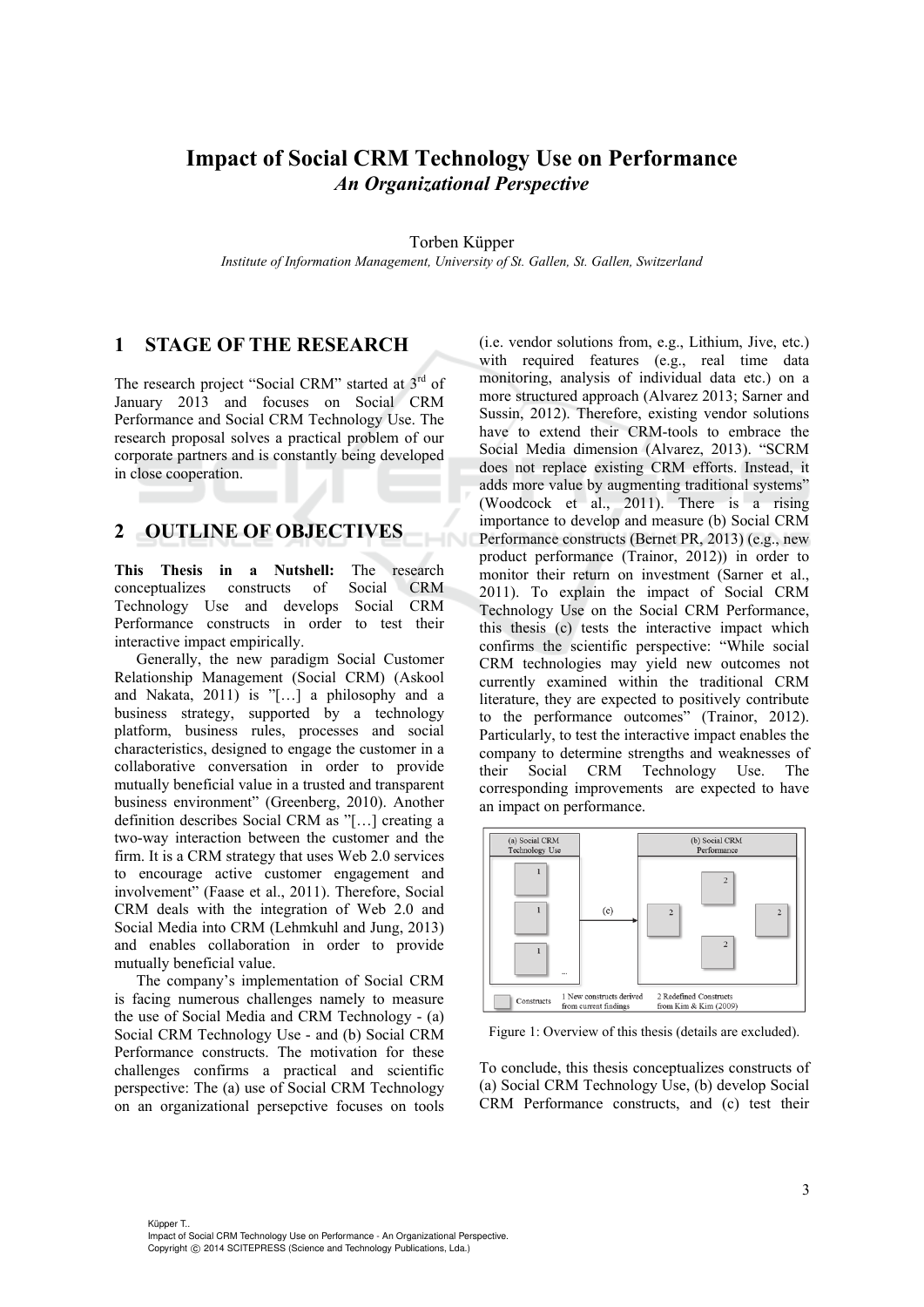# Impact of Social CRM Technology Use on Performance

## *An Organizational Perspective*

Torben Küpper

*Institute of Information Management, University of St. Gallen, St. Gallen, Switzerland*

## 1 STAGE OF THE RESEARCH

The research project "Social CRM" started at 3rd of January 2013 and focuses on Social CRM Performance and Social CRM Technology Use. The research proposal solves a practical problem of our corporate partners and is constantly being developed in close cooperation.

## 2 OUTLINE OF OBJECTIVES

**This Thesis in a Nutshell:** The research conceptualizes constructs of Social CRM Technology Use and develops Social CRM Performance constructs in order to test their interactive impact empirically.

Generally, the new paradigm Social Customer Relationship Management (Social CRM) (Askool and Nakata, 2011) is "[…] a philosophy and a business strategy, supported by a technology platform, business rules, processes and social characteristics, designed to engage the customer in a collaborative conversation in order to provide mutually beneficial value in a trusted and transparent business environment" (Greenberg, 2010). Another definition describes Social CRM as "[…] creating a two-way interaction between the customer and the firm. It is a CRM strategy that uses Web 2.0 services to encourage active customer engagement and involvement" (Faase et al., 2011). Therefore, Social CRM deals with the integration of Web 2.0 and Social Media into CRM (Lehmkuhl and Jung, 2013) and enables collaboration in order to provide mutually beneficial value.

The company's implementation of Social CRM is facing numerous challenges namely to measure the use of Social Media and CRM Technology - (a) Social CRM Technology Use - and (b) Social CRM Performance constructs. The motivation for these challenges confirms a practical and scientific perspective: The (a) use of Social CRM Technology on an organizational persepctive focuses on tools (i.e. vendor solutions from, e.g., Lithium, Jive, etc.) with required features (e.g., real time data monitoring, analysis of individual data etc.) on a more structured approach (Alvarez 2013; Sarner and Sussin, 2012). Therefore, existing vendor solutions have to extend their CRM-tools to embrace the Social Media dimension (Alvarez, 2013). "SCRM does not replace existing CRM efforts. Instead, it adds more value by augmenting traditional systems" (Woodcock et al., 2011). There is a rising importance to develop and measure (b) Social CRM Performance constructs (Bernet PR, 2013) (e.g., new product performance (Trainor, 2012)) in order to monitor their return on investment (Sarner et al., 2011). To explain the impact of Social CRM Technology Use on the Social CRM Performance, this thesis (c) tests the interactive impact which confirms the scientific perspective: "While social CRM technologies may yield new outcomes not currently examined within the traditional CRM literature, they are expected to positively contribute to the performance outcomes" (Trainor, 2012). Particularly, to test the interactive impact enables the company to determine strengths and weaknesses of their Social CRM Technology Use. The corresponding improvements are expected to have an impact on performance.

Figure 1: Overview of this thesis (details are excluded).

To conclude, this thesis conceptualizes constructs of (a) Social CRM Technology Use, (b) develop Social CRM Performance constructs, and (c) test their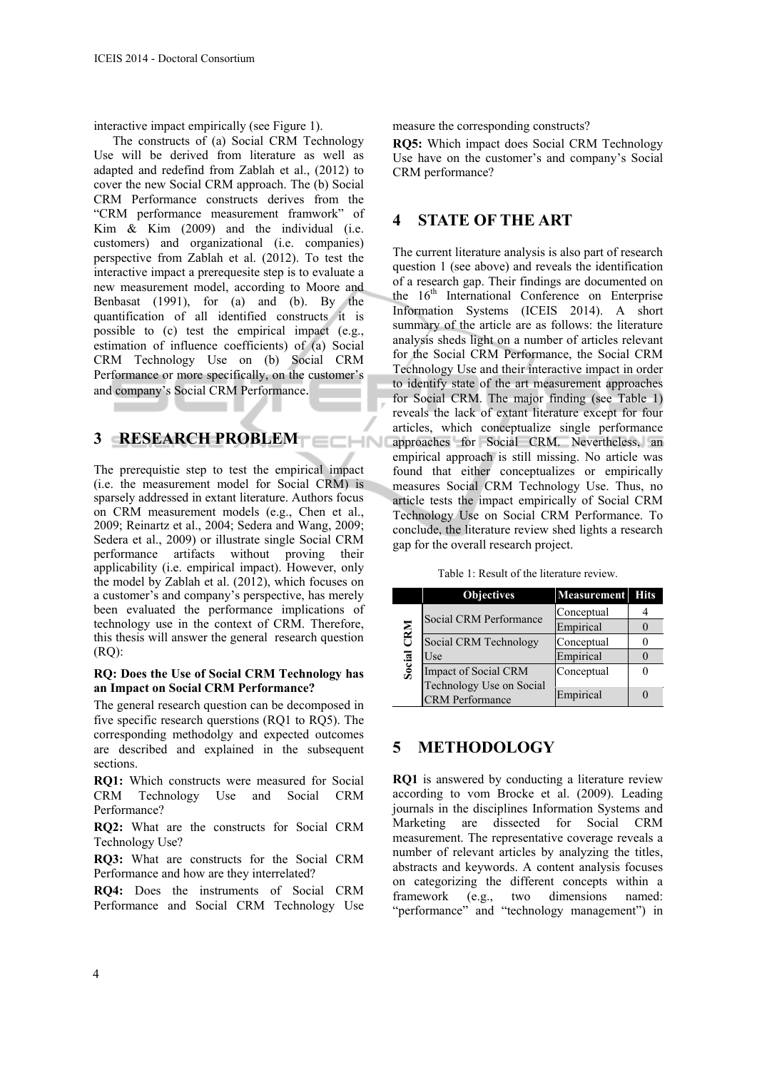interactive impact empirically (see Figure 1).

The constructs of (a) Social CRM Technology Use will be derived from literature as well as adapted and redefind from Zablah et al., (2012) to cover the new Social CRM approach. The (b) Social CRM Performance constructs derives from the "CRM performance measurement framwork" of Kim & Kim (2009) and the individual (i.e. customers) and organizational (i.e. companies) perspective from Zablah et al. (2012). To test the interactive impact a prerequesite step is to evaluate a new measurement model, according to Moore and Benbasat (1991), for (a) and (b). By the quantification of all identified constructs it is possible to (c) test the empirical impact (e.g., estimation of influence coefficients) of (a) Social CRM Technology Use on (b) Social CRM Performance or more specifically, on the customer's and company's Social CRM Performance.

# 3 RESEARCH PROBLEM

The prerequistie step to test the empirical impact (i.e. the measurement model for Social CRM) is sparsely addressed in extant literature. Authors focus on CRM measurement models (e.g., Chen et al., 2009; Reinartz et al., 2004; Sedera and Wang, 2009; Sedera et al., 2009) or illustrate single Social CRM performance artifacts without proving their applicability (i.e. empirical impact). However, only the model by Zablah et al. (2012), which focuses on a customer's and company's perspective, has merely been evaluated the performance implications of technology use in the context of CRM. Therefore, this thesis will answer the general research question (RQ):

**RQ: Does the Use of Social CRM Technology has an Impact on Social CRM Performance?**

The general research question can be decomposed in five specific research querstions (RQ1 to RQ5). The corresponding methodolgy and expected outcomes are described and explained in the subsequent sections.

**RQ1:** Which constructs were measured for Social CRM Technology Use and Social CRM Performance?

**RQ2:** What are the constructs for Social CRM Technology Use?

**RQ3:** What are constructs for the Social CRM Performance and how are they interrelated?

**RQ4:** Does the instruments of Social CRM Performance and Social CRM Technology Use measure the corresponding constructs?

**RQ5:** Which impact does Social CRM Technology Use have on the customer's and company's Social CRM performance?

# 4 STATE OF THE ART

The current literature analysis is also part of research question 1 (see above) and reveals the identification of a research gap. Their findings are documented on the 16[th] International Conference on Enterprise Information Systems (ICEIS 2014). A short summary of the article are as follows: the literature analysis sheds light on a number of articles relevant for the Social CRM Performance, the Social CRM Technology Use and their interactive impact in order to identify state of the art measurement approaches for Social CRM. The major finding (see Table 1) reveals the lack of extant literature except for four articles, which conceptualize single performance approaches for Social CRM. Nevertheless, an empirical approach is still missing. No article was found that either conceptualizes or empirically measures Social CRM Technology Use. Thus, no article tests the impact empirically of Social CRM Technology Use on Social CRM Performance. To conclude, the literature review shed lights a research gap for the overall research project.

Table 1: Result of the literature review.

| | Objectives | Measurement | Hits |
|---|---|---|---|
| Social CRM | Social CRM Performance | Conceptual | 4 |
| | | Empirical | 0 |
| | Social CRM Technology Use | Conceptual | 0 |
| | | Empirical | 0 |
| | Impact of Social CRM Technology Use on Social CRM Performance | Conceptual | 0 |
| | | Empirical | 0 |

# 5 METHODOLOGY

**RQ1** is answered by conducting a literature review according to vom Brocke et al. (2009). Leading journals in the disciplines Information Systems and Marketing are dissected for Social CRM measurement. The representative coverage reveals a number of relevant articles by analyzing the titles, abstracts and keywords. A content analysis focuses on categorizing the different concepts within a framework (e.g., two dimensions named: "performance" and "technology management") in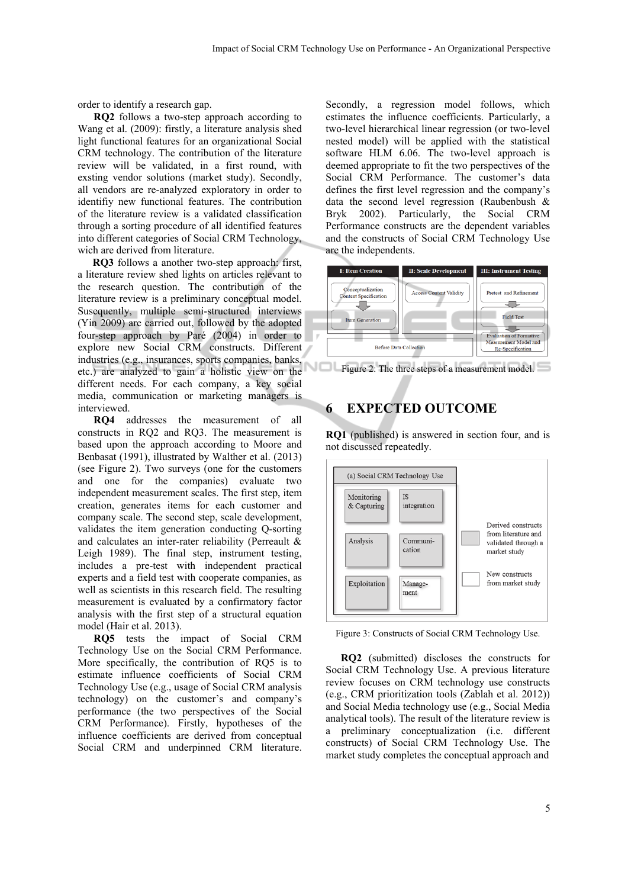order to identify a research gap.

**RQ2** follows a two-step approach according to Wang et al. (2009): firstly, a literature analysis shed light functional features for an organizational Social CRM technology. The contribution of the literature review will be validated, in a first round, with exsting vendor solutions (market study). Secondly, all vendors are re-analyzed exploratory in order to identifiy new functional features. The contribution of the literature review is a validated classification through a sorting procedure of all identified features into different categories of Social CRM Technology, wich are derived from literature.

**RQ3** follows a another two-step approach: first, a literature review shed lights on articles relevant to the research question. The contribution of the literature review is a preliminary conceptual model. Susequently, multiple semi-structured interviews (Yin 2009) are carried out, followed by the adopted four-step approach by Paré (2004) in order to explore new Social CRM constructs. Different industries (e.g., insurances, sports companies, banks, etc.) are analyzed to gain a holistic view on the different needs. For each company, a key social media, communication or marketing managers is interviewed.

**RQ4** addresses the measurement of all constructs in RQ2 and RQ3. The measurement is based upon the approach according to Moore and Benbasat (1991), illustrated by Walther et al. (2013) (see Figure 2). Two surveys (one for the customers and one for the companies) evaluate two independent measurement scales. The first step, item creation, generates items for each customer and company scale. The second step, scale development, validates the item generation conducting Q-sorting and calculates an inter-rater reliability (Perreault & Leigh 1989). The final step, instrument testing, includes a pre-test with independent practical experts and a field test with cooperate companies, as well as scientists in this research field. The resulting measurement is evaluated by a confirmatory factor analysis with the first step of a structural equation model (Hair et al. 2013).

**RQ5** tests the impact of Social CRM Technology Use on the Social CRM Performance. More specifically, the contribution of RQ5 is to estimate influence coefficients of Social CRM Technology Use (e.g., usage of Social CRM analysis technology) on the customer's and company's performance (the two perspectives of the Social CRM Performance). Firstly, hypotheses of the influence coefficients are derived from conceptual Social CRM and underpinned CRM literature. Secondly, a regression model follows, which estimates the influence coefficients. Particularly, a two-level hierarchical linear regression (or two-level nested model) will be applied with the statistical software HLM 6.06. The two-level approach is deemed appropriate to fit the two perspectives of the Social CRM Performance. The customer's data defines the first level regression and the company's data the second level regression (Raubenbush & Bryk 2002). Particularly, the Social CRM Performance constructs are the dependent variables and the constructs of Social CRM Technology Use are the independents.

| I: Item Creation | II: Scale Development | III: Instrument Testing |
|---|---|---|
| Conceptualization Content Specification | Access Content Validity | Pretest and Refinement |
| Item Generation | | Field Test |
| Before Data Collection | | Evaluation of Formative Measurement Model and Re-Specification |

Figure 2: The three steps of a measurement model.

## 6 EXPECTED OUTCOME

**RQ1** (published) is answered in section four, and is not discussed repeatedly.

(a) Social CRM Technology Use

| | |
|---|---|
| Monitoring & Capturing | IS integration |
| Analysis | Communi-cation |
| Exploitation | Manage-ment |

Legend: Derived constructs from literature and validated through a market study (shaded); New constructs from market study (unshaded: Manage-ment)

Figure 3: Constructs of Social CRM Technology Use.

**RQ2** (submitted) discloses the constructs for Social CRM Technology Use. A previous literature review focuses on CRM technology use constructs (e.g., CRM prioritization tools (Zablah et al. 2012)) and Social Media technology use (e.g., Social Media analytical tools). The result of the literature review is a preliminary conceptualization (i.e. different constructs) of Social CRM Technology Use. The market study completes the conceptual approach and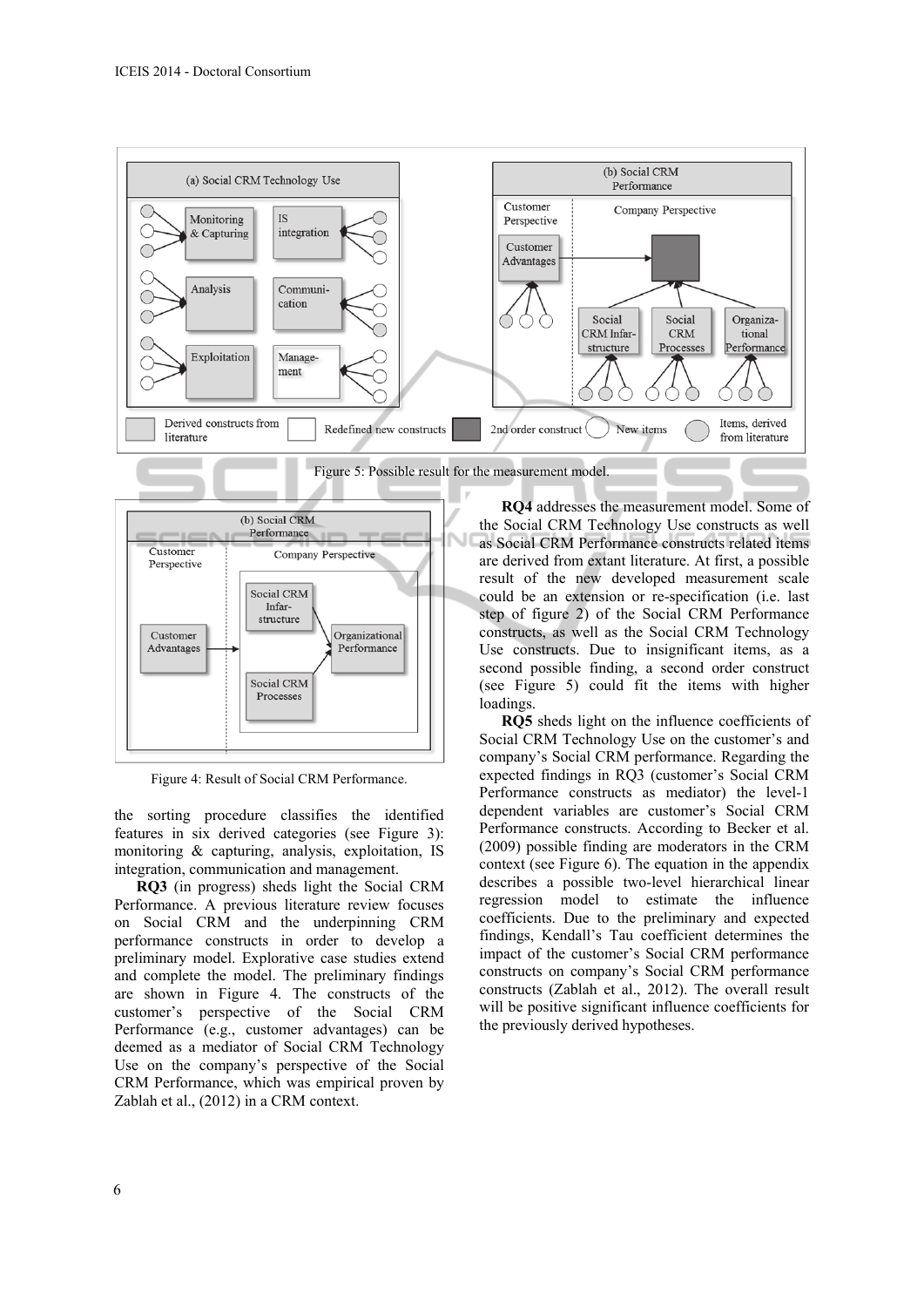Figure 5: Possible result for the measurement model.

Figure 4: Result of Social CRM Performance.

the sorting procedure classifies the identified features in six derived categories (see Figure 3): monitoring & capturing, analysis, exploitation, IS integration, communication and management.

**RQ3** (in progress) sheds light the Social CRM Performance. A previous literature review focuses on Social CRM and the underpinning CRM performance constructs in order to develop a preliminary model. Explorative case studies extend and complete the model. The preliminary findings are shown in Figure 4. The constructs of the customer's perspective of the Social CRM Performance (e.g., customer advantages) can be deemed as a mediator of Social CRM Technology Use on the company's perspective of the Social CRM Performance, which was empirical proven by Zablah et al., (2012) in a CRM context.

**RQ4** addresses the measurement model. Some of the Social CRM Technology Use constructs as well as Social CRM Performance constructs related items are derived from extant literature. At first, a possible result of the new developed measurement scale could be an extension or re-specification (i.e. last step of figure 2) of the Social CRM Performance constructs, as well as the Social CRM Technology Use constructs. Due to insignificant items, as a second possible finding, a second order construct (see Figure 5) could fit the items with higher loadings.

**RQ5** sheds light on the influence coefficients of Social CRM Technology Use on the customer's and company's Social CRM performance. Regarding the expected findings in RQ3 (customer's Social CRM Performance constructs as mediator) the level-1 dependent variables are customer's Social CRM Performance constructs. According to Becker et al. (2009) possible finding are moderators in the CRM context (see Figure 6). The equation in the appendix describes a possible two-level hierarchical linear regression model to estimate the influence coefficients. Due to the preliminary and expected findings, Kendall's Tau coefficient determines the impact of the customer's Social CRM performance constructs on company's Social CRM performance constructs (Zablah et al., 2012). The overall result will be positive significant influence coefficients for the previously derived hypotheses.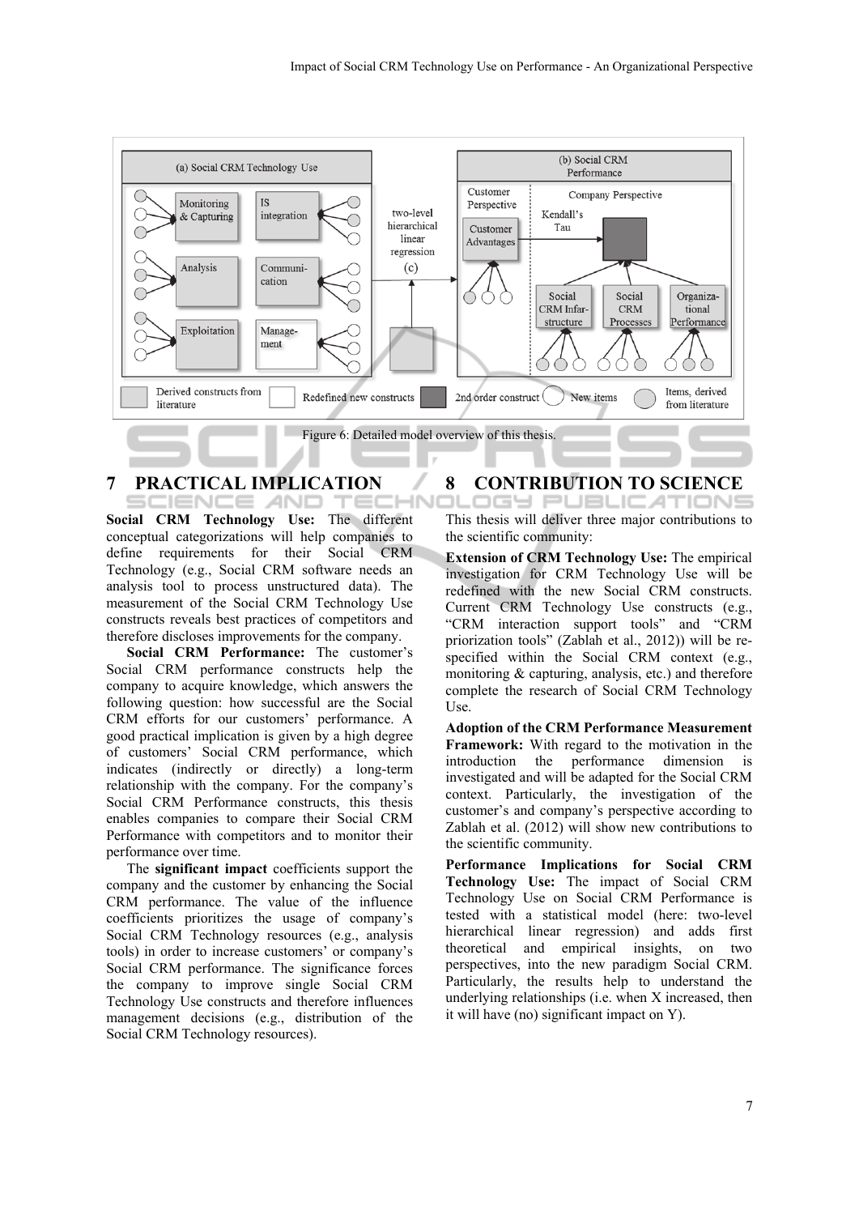Figure 6: Detailed model overview of this thesis.

## 7 PRACTICAL IMPLICATION

**Social CRM Technology Use:** The different conceptual categorizations will help companies to define requirements for their Social CRM Technology (e.g., Social CRM software needs an analysis tool to process unstructured data). The measurement of the Social CRM Technology Use constructs reveals best practices of competitors and therefore discloses improvements for the company.

**Social CRM Performance:** The customer's Social CRM performance constructs help the company to acquire knowledge, which answers the following question: how successful are the Social CRM efforts for our customers' performance. A good practical implication is given by a high degree of customers' Social CRM performance, which indicates (indirectly or directly) a long-term relationship with the company. For the company's Social CRM Performance constructs, this thesis enables companies to compare their Social CRM Performance with competitors and to monitor their performance over time.

The **significant impact** coefficients support the company and the customer by enhancing the Social CRM performance. The value of the influence coefficients prioritizes the usage of company's Social CRM Technology resources (e.g., analysis tools) in order to increase customers' or company's Social CRM performance. The significance forces the company to improve single Social CRM Technology Use constructs and therefore influences management decisions (e.g., distribution of the Social CRM Technology resources).

## 8 CONTRIBUTION TO SCIENCE

This thesis will deliver three major contributions to the scientific community:

**Extension of CRM Technology Use:** The empirical investigation for CRM Technology Use will be redefined with the new Social CRM constructs. Current CRM Technology Use constructs (e.g., "CRM interaction support tools" and "CRM priorization tools" (Zablah et al., 2012)) will be re-specified within the Social CRM context (e.g., monitoring & capturing, analysis, etc.) and therefore complete the research of Social CRM Technology Use.

**Adoption of the CRM Performance Measurement Framework:** With regard to the motivation in the introduction the performance dimension is investigated and will be adapted for the Social CRM context. Particularly, the investigation of the customer's and company's perspective according to Zablah et al. (2012) will show new contributions to the scientific community.

**Performance Implications for Social CRM Technology Use:** The impact of Social CRM Technology Use on Social CRM Performance is tested with a statistical model (here: two-level hierarchical linear regression) and adds first theoretical and empirical insights, on two perspectives, into the new paradigm Social CRM. Particularly, the results help to understand the underlying relationships (i.e. when X increased, then it will have (no) significant impact on Y).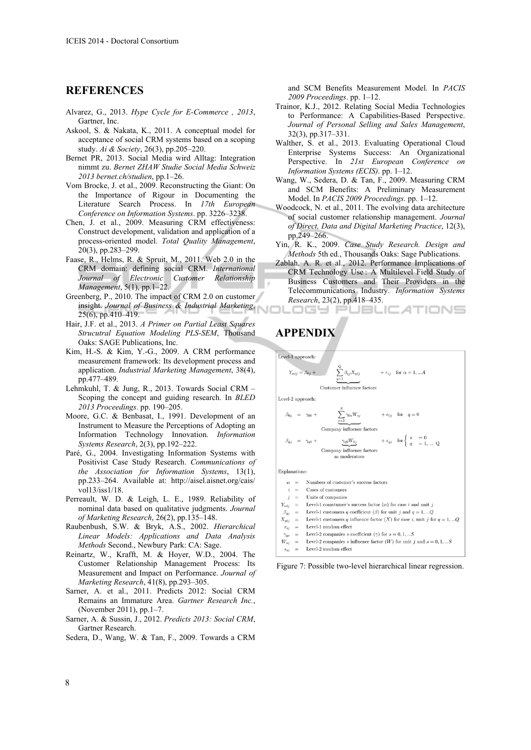## REFERENCES

Alvarez, G., 2013. *Hype Cycle for E-Commerce , 2013*, Gartner, Inc.

Askool, S. & Nakata, K., 2011. A conceptual model for acceptance of social CRM systems based on a scoping study. *Ai & Society*, 26(3), pp.205–220.

Bernet PR, 2013. Social Media wird Alltag: Integration nimmt zu. *Bernet ZHAW Studie Social Media Schweiz 2013 bernet.ch/studien*, pp.1–26.

Vom Brocke, J. et al., 2009. Reconstructing the Giant: On the Importance of Rigour in Documenting the Literature Search Process. In *17th European Conference on Information Systems*. pp. 3226–3238.

Chen, J. et al., 2009. Measuring CRM effectiveness: Construct development, validation and application of a process-oriented model. *Total Quality Management*, 20(3), pp.283–299.

Faase, R., Helms, R. & Spruit, M., 2011. Web 2.0 in the CRM domain: defining social CRM. *International Journal of Electronic Customer Relationship Management*, 5(1), pp.1–22.

Greenberg, P., 2010. The impact of CRM 2.0 on customer insight. *Journal of Business & Industrial Marketing*, 25(6), pp.410–419.

Hair, J.F. et al., 2013. *A Primer on Partial Least Squares Strucutral Equation Modeling PLS-SEM*, Thousand Oaks: SAGE Publications, Inc.

Kim, H.-S. & Kim, Y.-G., 2009. A CRM performance measurement framework: Its development process and application. *Industrial Marketing Management*, 38(4), pp.477–489.

Lehmkuhl, T. & Jung, R., 2013. Towards Social CRM – Scoping the concept and guiding research. In *BLED 2013 Proceedings*. pp. 190–205.

Moore, G.C. & Benbasat, I., 1991. Development of an Instrument to Measure the Perceptions of Adopting an Information Technology Innovation. *Information Systems Research*, 2(3), pp.192–222.

Paré, G., 2004. Investigating Information Systems with Positivist Case Study Research. *Communications of the Association for Information Systems*, 13(1), pp.233–264. Available at: http://aisel.aisnet.org/cais/vol13/iss1/18.

Perreault, W. D. & Leigh, L. E., 1989. Reliability of nominal data based on qualitative judgments. *Journal of Marketing Research*, 26(2), pp.135–148.

Raubenbush, S.W. & Bryk, A.S., 2002. *Hierarchical Linear Models: Applications and Data Analysis Methods* Second., Newbury Park: CA: Sage.

Reinartz, W., Krafft, M. & Hoyer, W.D., 2004. The Customer Relationship Management Process: Its Measurement and Impact on Performance. *Journal of Marketing Research*, 41(8), pp.293–305.

Sarner, A. et al., 2011. Predicts 2012: Social CRM Remains an Immature Area. *Gartner Research Inc.*, (November 2011), pp.1–7.

Sarner, A. & Sussin, J., 2012. *Predicts 2013: Social CRM*, Gartner Research.

Sedera, D., Wang, W. & Tan, F., 2009. Towards a CRM and SCM Benefits Measurement Model. In *PACIS 2009 Proceedings*. pp. 1–12.

Trainor, K.J., 2012. Relating Social Media Technologies to Performance: A Capabilities-Based Perspective. *Journal of Personal Selling and Sales Management*, 32(3), pp.317–331.

Walther, S. et al., 2013. Evaluating Operational Cloud Enterprise Systems Success: An Organizational Perspective. In *21st European Conference on Information Systems (ECIS)*. pp. 1–12.

Wang, W., Sedera, D. & Tan, F., 2009. Measuring CRM and SCM Benefits: A Preliminary Measurement Model. In *PACIS 2009 Proceedings*. pp. 1–12.

Woodcock, N. et al., 2011. The evolving data architecture of social customer relationship management. *Journal of Direct, Data and Digital Marketing Practice*, 12(3), pp.249–266.

Yin, R. K., 2009. *Case Study Research. Design and Methods* 5th ed., Thousands Oaks: Sage Publications.

Zablah, A. R. et al., 2012. Performance Implications of CRM Technology Use : A Multilevel Field Study of Business Customers and Their Providers in the Telecommunications Industry. *Information Systems Research*, 23(2), pp.418–435.

## APPENDIX

Level-1 approach:

$$Y_{\alpha ij} = \beta_{0j} + \underbrace{\sum_{q=1}^{Q} \beta_{qj} X_{qij}}_{\text{Customer influence factors}} + r_{ij} \quad \text{for } \alpha = 1, \ldots A$$

Level-2 approach:

$$\beta_{0j} = \gamma_{00} + \underbrace{\sum_{s=1}^{S} \gamma_{0s} W_{sj}}_{\text{Company influence factors}} + \epsilon_{0j} \quad \text{for } q = 0$$

$$\beta_{qj} = \gamma_{q0} + \underbrace{\gamma_{q0} W_{0j}}_{\substack{\text{Company influence factors} \\ \text{as moderators}}} + \epsilon_{qj} \quad \text{for} \begin{cases} s & = 0 \\ q & = 1, \ldots Q \end{cases}$$

Explanations:

- $\alpha$ = Numbers of customer's success factors
- $i$ = Cases of customers
- $j$ = Units of companies
- $Y_{\alpha ij}$ = Level-1 comstumer's success factor ($\alpha$) for case $i$ and unit $j$
- $\beta_{qj}$ = Level-1 customers $q$ coefficient ($\beta$) for unit $j$ and $q = 1, \ldots Q$
- $X_{qij}$ = Level-1 customers $q$ influence factor ($X$) for case $i$, unit $j$ for $q = 1, \ldots Q$
- $r_{ij}$ = Level-1 random effect
- $\gamma_{qs}$ = Level-2 companies $s$ coefficient ($\gamma$) for $s = 0, 1, \ldots S$
- $W_{sj}$ = Level-2 companies $s$ influence factor ($W$) for unit $j$ and $s = 0, 1, \ldots S$
- $\epsilon_{ij}$ = Level-2 random effect

Figure 7: Possible two-level hierarchical linear regression.